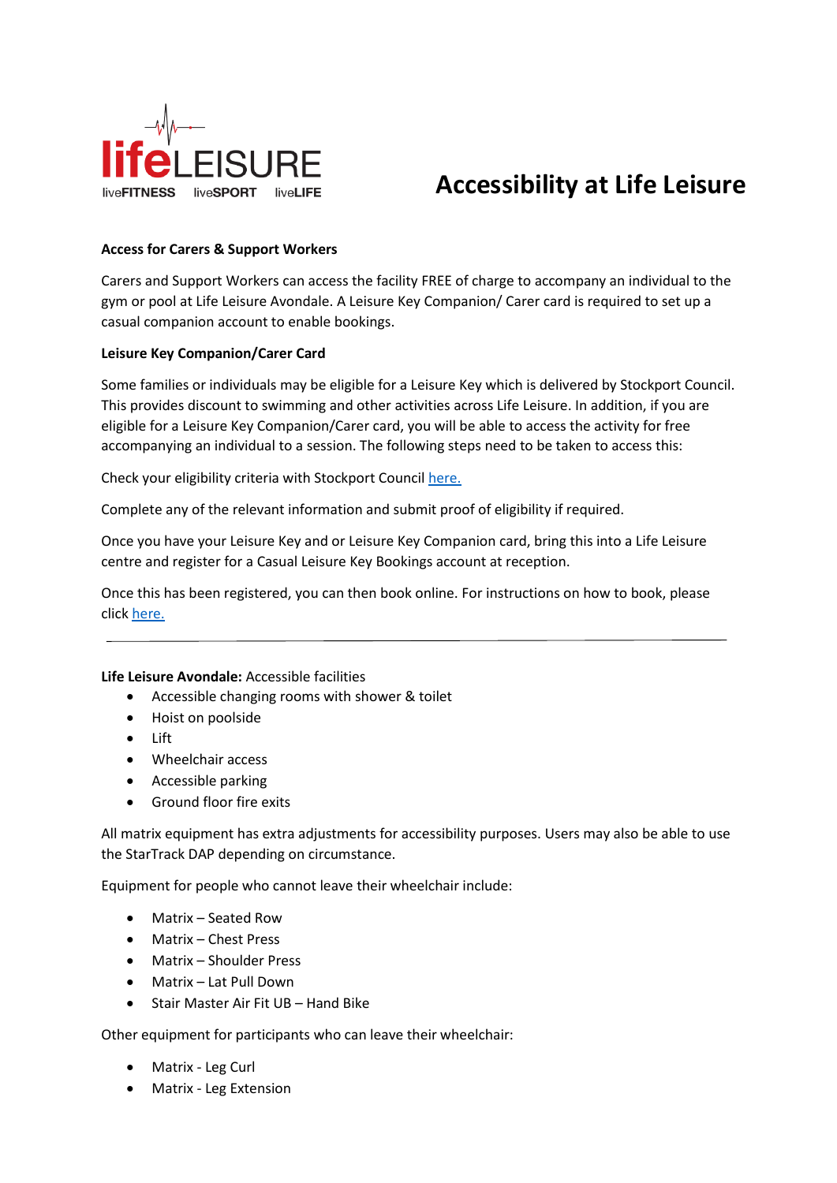lifeLEISURE
liveFITNESS liveSPORT liveLIFE

# Accessibility at Life Leisure

**Access for Carers & Support Workers**

Carers and Support Workers can access the facility FREE of charge to accompany an individual to the gym or pool at Life Leisure Avondale. A Leisure Key Companion/ Carer card is required to set up a casual companion account to enable bookings.

**Leisure Key Companion/Carer Card**

Some families or individuals may be eligible for a Leisure Key which is delivered by Stockport Council. This provides discount to swimming and other activities across Life Leisure. In addition, if you are eligible for a Leisure Key Companion/Carer card, you will be able to access the activity for free accompanying an individual to a session. The following steps need to be taken to access this:

Check your eligibility criteria with Stockport Council here.

Complete any of the relevant information and submit proof of eligibility if required.

Once you have your Leisure Key and or Leisure Key Companion card, bring this into a Life Leisure centre and register for a Casual Leisure Key Bookings account at reception.

Once this has been registered, you can then book online. For instructions on how to book, please click here.

---

**Life Leisure Avondale:** Accessible facilities

- Accessible changing rooms with shower & toilet
- Hoist on poolside
- Lift
- Wheelchair access
- Accessible parking
- Ground floor fire exits

All matrix equipment has extra adjustments for accessibility purposes. Users may also be able to use the StarTrack DAP depending on circumstance.

Equipment for people who cannot leave their wheelchair include:

- Matrix – Seated Row
- Matrix – Chest Press
- Matrix – Shoulder Press
- Matrix – Lat Pull Down
- Stair Master Air Fit UB – Hand Bike

Other equipment for participants who can leave their wheelchair:

- Matrix - Leg Curl
- Matrix - Leg Extension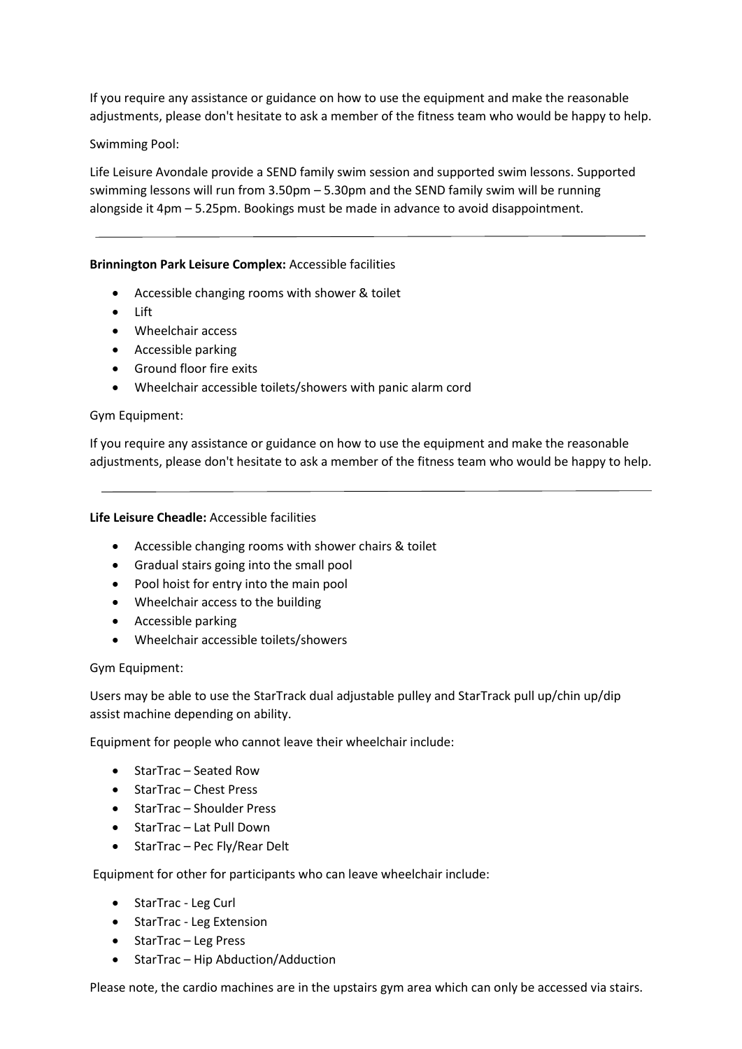If you require any assistance or guidance on how to use the equipment and make the reasonable adjustments, please don't hesitate to ask a member of the fitness team who would be happy to help.

Swimming Pool:

Life Leisure Avondale provide a SEND family swim session and supported swim lessons. Supported swimming lessons will run from 3.50pm – 5.30pm and the SEND family swim will be running alongside it 4pm – 5.25pm. Bookings must be made in advance to avoid disappointment.

---

**Brinnington Park Leisure Complex:** Accessible facilities

- Accessible changing rooms with shower & toilet
- Lift
- Wheelchair access
- Accessible parking
- Ground floor fire exits
- Wheelchair accessible toilets/showers with panic alarm cord

Gym Equipment:

If you require any assistance or guidance on how to use the equipment and make the reasonable adjustments, please don't hesitate to ask a member of the fitness team who would be happy to help.

---

**Life Leisure Cheadle:** Accessible facilities

- Accessible changing rooms with shower chairs & toilet
- Gradual stairs going into the small pool
- Pool hoist for entry into the main pool
- Wheelchair access to the building
- Accessible parking
- Wheelchair accessible toilets/showers

Gym Equipment:

Users may be able to use the StarTrack dual adjustable pulley and StarTrack pull up/chin up/dip assist machine depending on ability.

Equipment for people who cannot leave their wheelchair include:

- StarTrac – Seated Row
- StarTrac – Chest Press
- StarTrac – Shoulder Press
- StarTrac – Lat Pull Down
- StarTrac – Pec Fly/Rear Delt

Equipment for other for participants who can leave wheelchair include:

- StarTrac - Leg Curl
- StarTrac - Leg Extension
- StarTrac – Leg Press
- StarTrac – Hip Abduction/Adduction

Please note, the cardio machines are in the upstairs gym area which can only be accessed via stairs.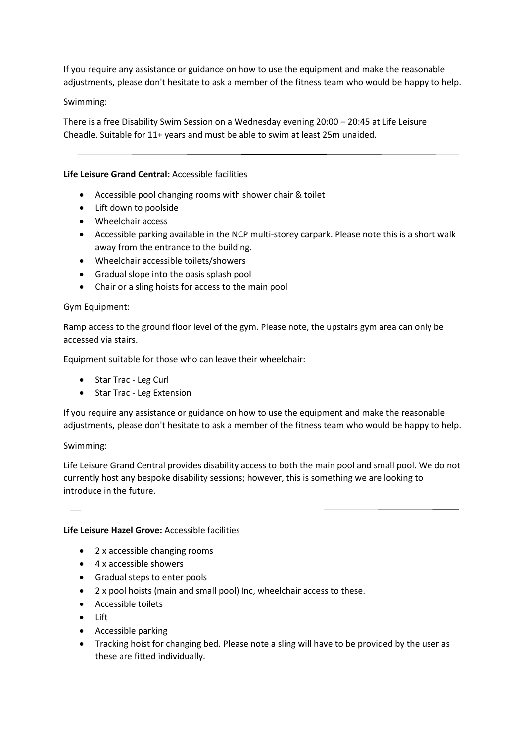If you require any assistance or guidance on how to use the equipment and make the reasonable adjustments, please don't hesitate to ask a member of the fitness team who would be happy to help.

Swimming:

There is a free Disability Swim Session on a Wednesday evening 20:00 – 20:45 at Life Leisure Cheadle. Suitable for 11+ years and must be able to swim at least 25m unaided.

---

**Life Leisure Grand Central:** Accessible facilities

- Accessible pool changing rooms with shower chair & toilet
- Lift down to poolside
- Wheelchair access
- Accessible parking available in the NCP multi-storey carpark. Please note this is a short walk away from the entrance to the building.
- Wheelchair accessible toilets/showers
- Gradual slope into the oasis splash pool
- Chair or a sling hoists for access to the main pool

Gym Equipment:

Ramp access to the ground floor level of the gym. Please note, the upstairs gym area can only be accessed via stairs.

Equipment suitable for those who can leave their wheelchair:

- Star Trac - Leg Curl
- Star Trac - Leg Extension

If you require any assistance or guidance on how to use the equipment and make the reasonable adjustments, please don't hesitate to ask a member of the fitness team who would be happy to help.

Swimming:

Life Leisure Grand Central provides disability access to both the main pool and small pool. We do not currently host any bespoke disability sessions; however, this is something we are looking to introduce in the future.

---

**Life Leisure Hazel Grove:** Accessible facilities

- 2 x accessible changing rooms
- 4 x accessible showers
- Gradual steps to enter pools
- 2 x pool hoists (main and small pool) Inc, wheelchair access to these.
- Accessible toilets
- Lift
- Accessible parking
- Tracking hoist for changing bed. Please note a sling will have to be provided by the user as these are fitted individually.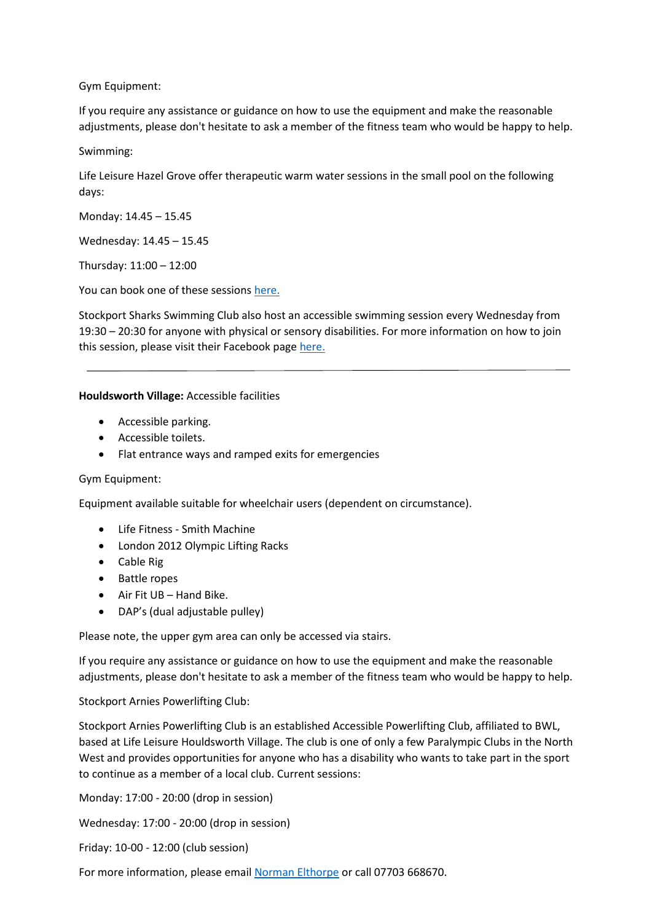Gym Equipment:

If you require any assistance or guidance on how to use the equipment and make the reasonable adjustments, please don't hesitate to ask a member of the fitness team who would be happy to help.

Swimming:

Life Leisure Hazel Grove offer therapeutic warm water sessions in the small pool on the following days:

Monday: 14.45 – 15.45

Wednesday: 14.45 – 15.45

Thursday: 11:00 – 12:00

You can book one of these sessions here.

Stockport Sharks Swimming Club also host an accessible swimming session every Wednesday from 19:30 – 20:30 for anyone with physical or sensory disabilities. For more information on how to join this session, please visit their Facebook page here.

---

**Houldsworth Village:** Accessible facilities

- Accessible parking.
- Accessible toilets.
- Flat entrance ways and ramped exits for emergencies

Gym Equipment:

Equipment available suitable for wheelchair users (dependent on circumstance).

- Life Fitness - Smith Machine
- London 2012 Olympic Lifting Racks
- Cable Rig
- Battle ropes
- Air Fit UB – Hand Bike.
- DAP's (dual adjustable pulley)

Please note, the upper gym area can only be accessed via stairs.

If you require any assistance or guidance on how to use the equipment and make the reasonable adjustments, please don't hesitate to ask a member of the fitness team who would be happy to help.

Stockport Arnies Powerlifting Club:

Stockport Arnies Powerlifting Club is an established Accessible Powerlifting Club, affiliated to BWL, based at Life Leisure Houldsworth Village. The club is one of only a few Paralympic Clubs in the North West and provides opportunities for anyone who has a disability who wants to take part in the sport to continue as a member of a local club. Current sessions:

Monday: 17:00 - 20:00 (drop in session)

Wednesday: 17:00 - 20:00 (drop in session)

Friday: 10-00 - 12:00 (club session)

For more information, please email Norman Elthorpe or call 07703 668670.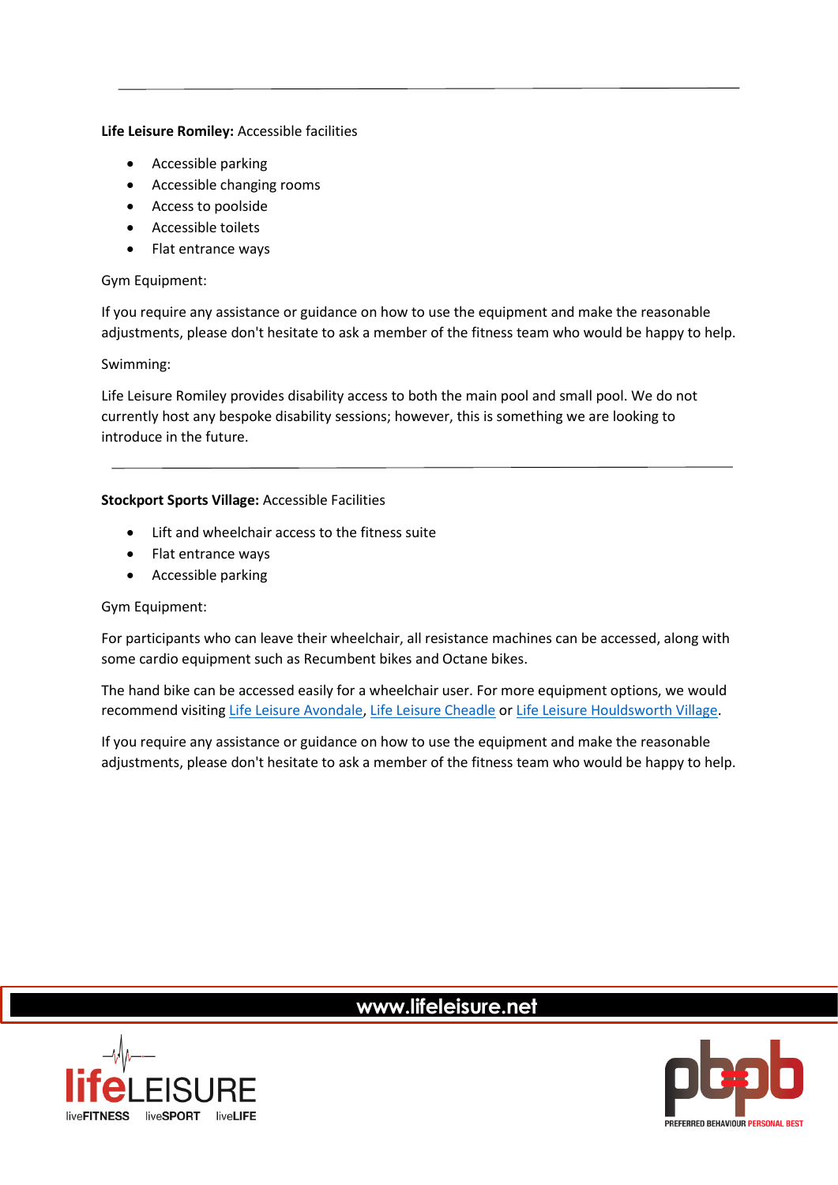---

**Life Leisure Romiley:** Accessible facilities

- Accessible parking
- Accessible changing rooms
- Access to poolside
- Accessible toilets
- Flat entrance ways

Gym Equipment:

If you require any assistance or guidance on how to use the equipment and make the reasonable adjustments, please don't hesitate to ask a member of the fitness team who would be happy to help.

Swimming:

Life Leisure Romiley provides disability access to both the main pool and small pool. We do not currently host any bespoke disability sessions; however, this is something we are looking to introduce in the future.

---

**Stockport Sports Village:** Accessible Facilities

- Lift and wheelchair access to the fitness suite
- Flat entrance ways
- Accessible parking

Gym Equipment:

For participants who can leave their wheelchair, all resistance machines can be accessed, along with some cardio equipment such as Recumbent bikes and Octane bikes.

The hand bike can be accessed easily for a wheelchair user. For more equipment options, we would recommend visiting Life Leisure Avondale, Life Leisure Cheadle or Life Leisure Houldsworth Village.

If you require any assistance or guidance on how to use the equipment and make the reasonable adjustments, please don't hesitate to ask a member of the fitness team who would be happy to help.

www.lifeleisure.net

lifeLEISURE liveFITNESS liveSPORT liveLIFE

pbpb PREFERRED BEHAVIOUR PERSONAL BEST